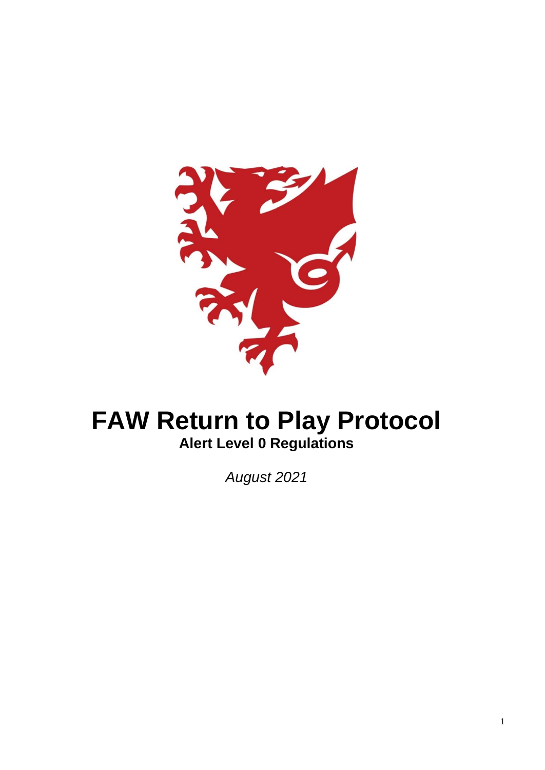# FAW Return to Play Protocol

## Alert Level 0 Regulations

*August 2021*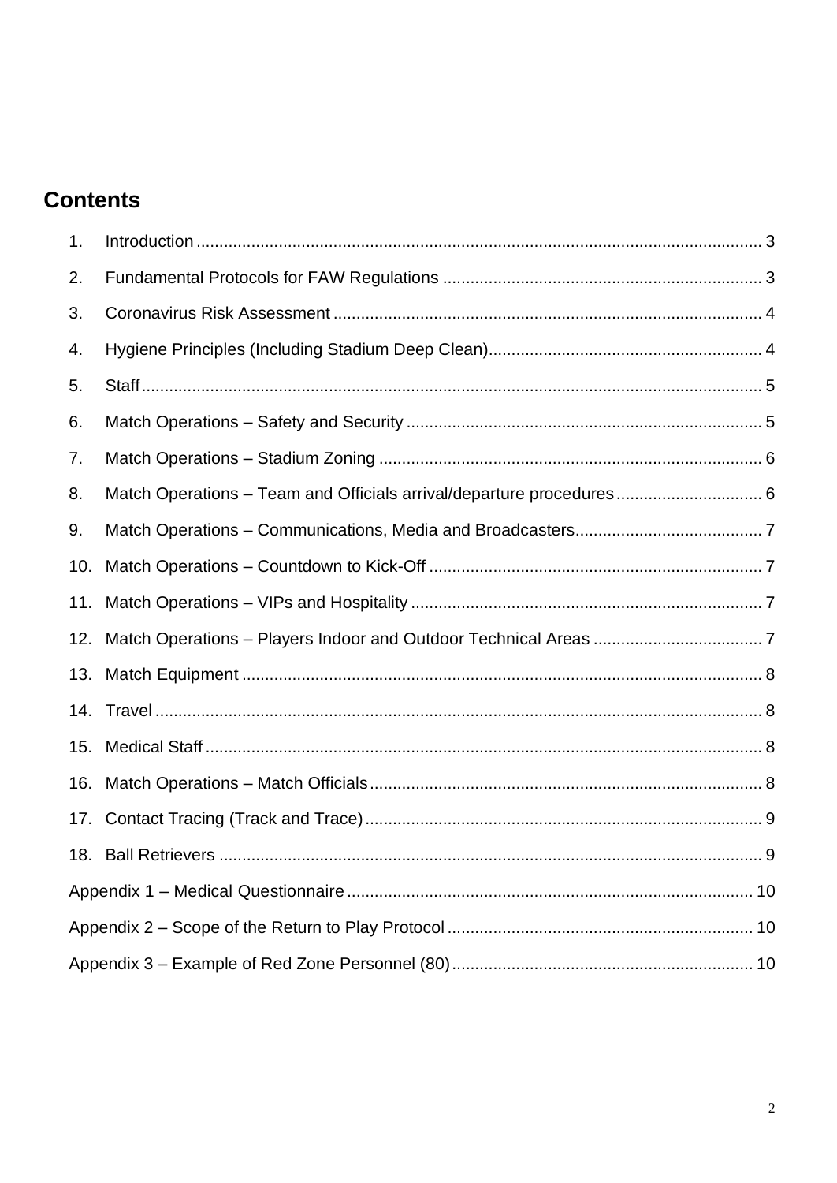## Contents

1. Introduction ........ 3
2. Fundamental Protocols for FAW Regulations ........ 3
3. Coronavirus Risk Assessment ........ 4
4. Hygiene Principles (Including Stadium Deep Clean) ........ 4
5. Staff ........ 5
6. Match Operations – Safety and Security ........ 5
7. Match Operations – Stadium Zoning ........ 6
8. Match Operations – Team and Officials arrival/departure procedures ........ 6
9. Match Operations – Communications, Media and Broadcasters ........ 7
10. Match Operations – Countdown to Kick-Off ........ 7
11. Match Operations – VIPs and Hospitality ........ 7
12. Match Operations – Players Indoor and Outdoor Technical Areas ........ 7
13. Match Equipment ........ 8
14. Travel ........ 8
15. Medical Staff ........ 8
16. Match Operations – Match Officials ........ 8
17. Contact Tracing (Track and Trace) ........ 9
18. Ball Retrievers ........ 9

Appendix 1 – Medical Questionnaire ........ 10

Appendix 2 – Scope of the Return to Play Protocol ........ 10

Appendix 3 – Example of Red Zone Personnel (80) ........ 10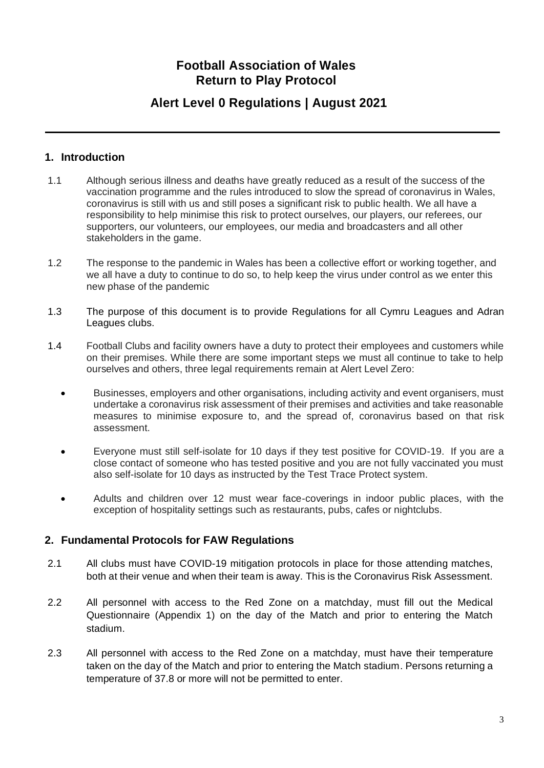# Football Association of Wales
# Return to Play Protocol

## Alert Level 0 Regulations | August 2021

---

## 1. Introduction

1.1 Although serious illness and deaths have greatly reduced as a result of the success of the vaccination programme and the rules introduced to slow the spread of coronavirus in Wales, coronavirus is still with us and still poses a significant risk to public health. We all have a responsibility to help minimise this risk to protect ourselves, our players, our referees, our supporters, our volunteers, our employees, our media and broadcasters and all other stakeholders in the game.

1.2 The response to the pandemic in Wales has been a collective effort or working together, and we all have a duty to continue to do so, to help keep the virus under control as we enter this new phase of the pandemic

1.3 The purpose of this document is to provide Regulations for all Cymru Leagues and Adran Leagues clubs.

1.4 Football Clubs and facility owners have a duty to protect their employees and customers while on their premises. While there are some important steps we must all continue to take to help ourselves and others, three legal requirements remain at Alert Level Zero:

- Businesses, employers and other organisations, including activity and event organisers, must undertake a coronavirus risk assessment of their premises and activities and take reasonable measures to minimise exposure to, and the spread of, coronavirus based on that risk assessment.
- Everyone must still self-isolate for 10 days if they test positive for COVID-19. If you are a close contact of someone who has tested positive and you are not fully vaccinated you must also self-isolate for 10 days as instructed by the Test Trace Protect system.
- Adults and children over 12 must wear face-coverings in indoor public places, with the exception of hospitality settings such as restaurants, pubs, cafes or nightclubs.

## 2. Fundamental Protocols for FAW Regulations

2.1 All clubs must have COVID-19 mitigation protocols in place for those attending matches, both at their venue and when their team is away. This is the Coronavirus Risk Assessment.

2.2 All personnel with access to the Red Zone on a matchday, must fill out the Medical Questionnaire (Appendix 1) on the day of the Match and prior to entering the Match stadium.

2.3 All personnel with access to the Red Zone on a matchday, must have their temperature taken on the day of the Match and prior to entering the Match stadium. Persons returning a temperature of 37.8 or more will not be permitted to enter.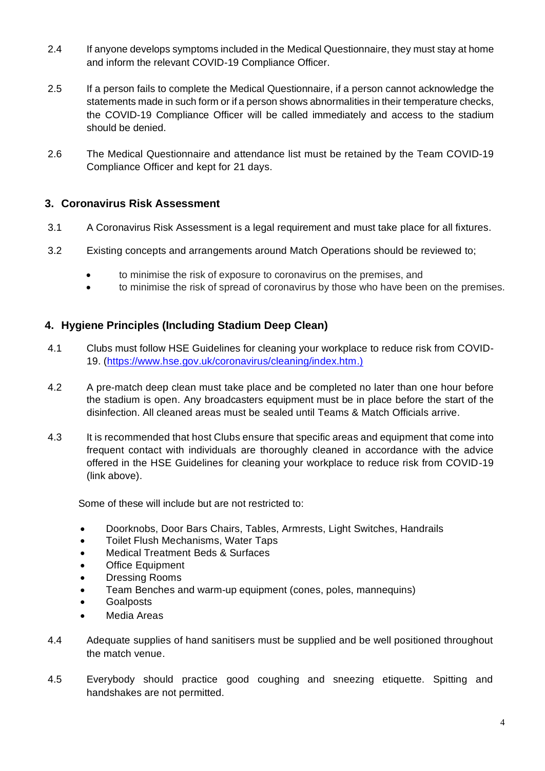2.4 If anyone develops symptoms included in the Medical Questionnaire, they must stay at home and inform the relevant COVID-19 Compliance Officer.

2.5 If a person fails to complete the Medical Questionnaire, if a person cannot acknowledge the statements made in such form or if a person shows abnormalities in their temperature checks, the COVID-19 Compliance Officer will be called immediately and access to the stadium should be denied.

2.6 The Medical Questionnaire and attendance list must be retained by the Team COVID-19 Compliance Officer and kept for 21 days.

## 3. Coronavirus Risk Assessment

3.1 A Coronavirus Risk Assessment is a legal requirement and must take place for all fixtures.

3.2 Existing concepts and arrangements around Match Operations should be reviewed to;

- to minimise the risk of exposure to coronavirus on the premises, and
- to minimise the risk of spread of coronavirus by those who have been on the premises.

## 4. Hygiene Principles (Including Stadium Deep Clean)

4.1 Clubs must follow HSE Guidelines for cleaning your workplace to reduce risk from COVID-19. (https://www.hse.gov.uk/coronavirus/cleaning/index.htm.)

4.2 A pre-match deep clean must take place and be completed no later than one hour before the stadium is open. Any broadcasters equipment must be in place before the start of the disinfection. All cleaned areas must be sealed until Teams & Match Officials arrive.

4.3 It is recommended that host Clubs ensure that specific areas and equipment that come into frequent contact with individuals are thoroughly cleaned in accordance with the advice offered in the HSE Guidelines for cleaning your workplace to reduce risk from COVID-19 (link above).

Some of these will include but are not restricted to:

- Doorknobs, Door Bars Chairs, Tables, Armrests, Light Switches, Handrails
- Toilet Flush Mechanisms, Water Taps
- Medical Treatment Beds & Surfaces
- Office Equipment
- Dressing Rooms
- Team Benches and warm-up equipment (cones, poles, mannequins)
- Goalposts
- Media Areas

4.4 Adequate supplies of hand sanitisers must be supplied and be well positioned throughout the match venue.

4.5 Everybody should practice good coughing and sneezing etiquette. Spitting and handshakes are not permitted.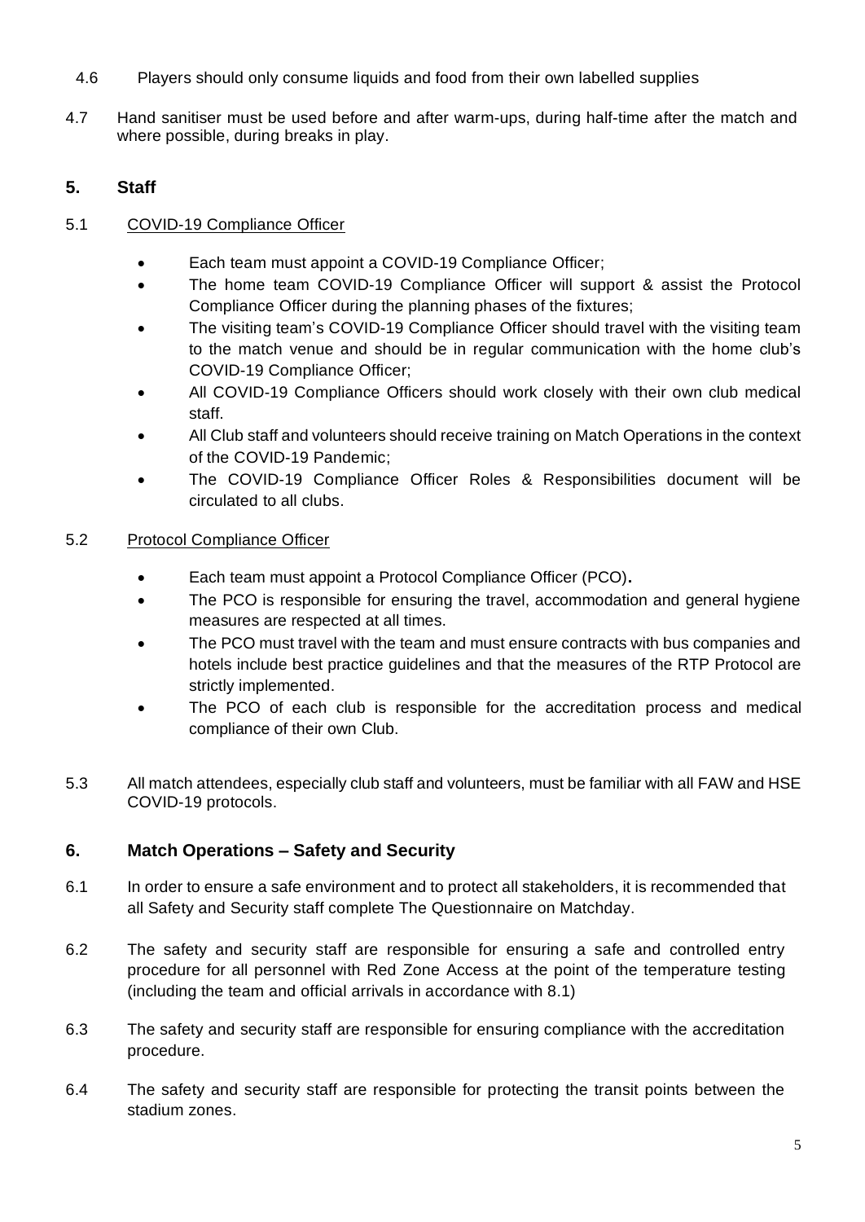4.6 Players should only consume liquids and food from their own labelled supplies

4.7 Hand sanitiser must be used before and after warm-ups, during half-time after the match and where possible, during breaks in play.

## 5. Staff

5.1 COVID-19 Compliance Officer

- Each team must appoint a COVID-19 Compliance Officer;
- The home team COVID-19 Compliance Officer will support & assist the Protocol Compliance Officer during the planning phases of the fixtures;
- The visiting team's COVID-19 Compliance Officer should travel with the visiting team to the match venue and should be in regular communication with the home club's COVID-19 Compliance Officer;
- All COVID-19 Compliance Officers should work closely with their own club medical staff.
- All Club staff and volunteers should receive training on Match Operations in the context of the COVID-19 Pandemic;
- The COVID-19 Compliance Officer Roles & Responsibilities document will be circulated to all clubs.

5.2 Protocol Compliance Officer

- Each team must appoint a Protocol Compliance Officer (PCO).
- The PCO is responsible for ensuring the travel, accommodation and general hygiene measures are respected at all times.
- The PCO must travel with the team and must ensure contracts with bus companies and hotels include best practice guidelines and that the measures of the RTP Protocol are strictly implemented.
- The PCO of each club is responsible for the accreditation process and medical compliance of their own Club.

5.3 All match attendees, especially club staff and volunteers, must be familiar with all FAW and HSE COVID-19 protocols.

## 6. Match Operations – Safety and Security

6.1 In order to ensure a safe environment and to protect all stakeholders, it is recommended that all Safety and Security staff complete The Questionnaire on Matchday.

6.2 The safety and security staff are responsible for ensuring a safe and controlled entry procedure for all personnel with Red Zone Access at the point of the temperature testing (including the team and official arrivals in accordance with 8.1)

6.3 The safety and security staff are responsible for ensuring compliance with the accreditation procedure.

6.4 The safety and security staff are responsible for protecting the transit points between the stadium zones.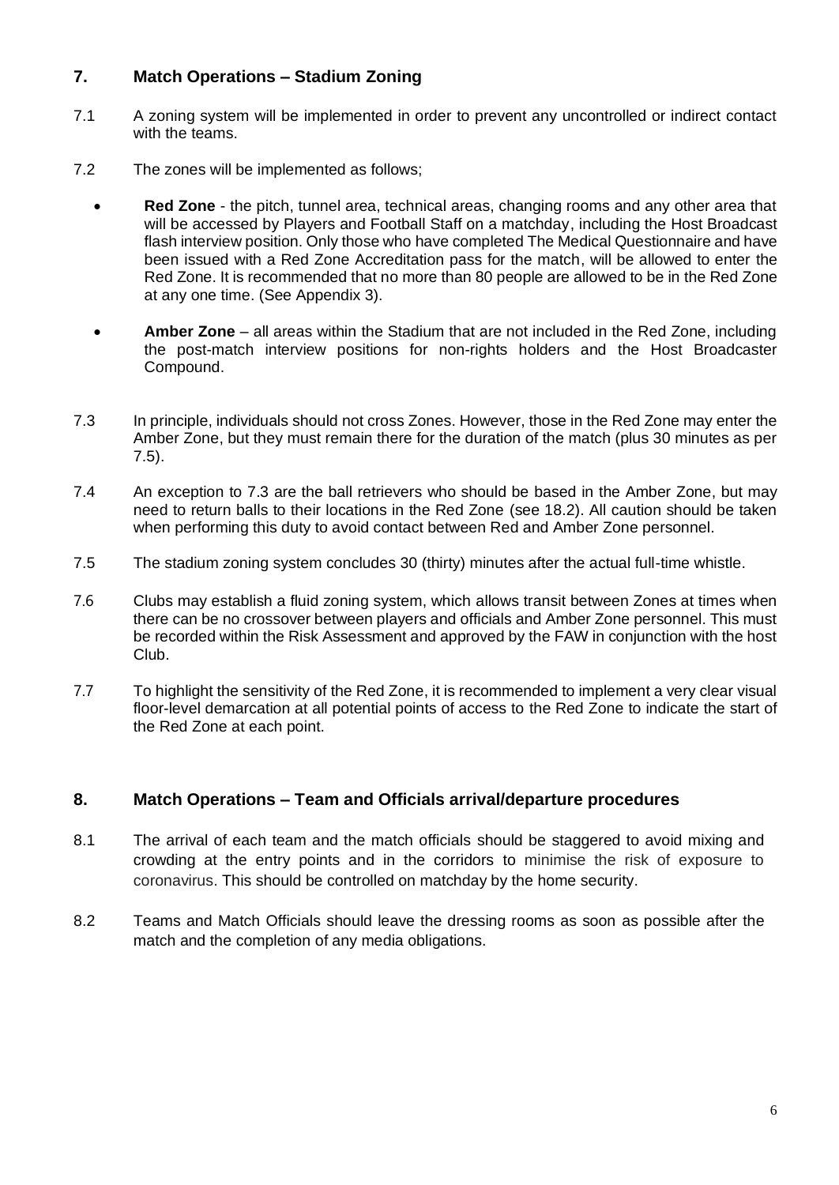## 7. Match Operations – Stadium Zoning

7.1 A zoning system will be implemented in order to prevent any uncontrolled or indirect contact with the teams.

7.2 The zones will be implemented as follows;

- **Red Zone** - the pitch, tunnel area, technical areas, changing rooms and any other area that will be accessed by Players and Football Staff on a matchday, including the Host Broadcast flash interview position. Only those who have completed The Medical Questionnaire and have been issued with a Red Zone Accreditation pass for the match, will be allowed to enter the Red Zone. It is recommended that no more than 80 people are allowed to be in the Red Zone at any one time. (See Appendix 3).
- **Amber Zone** – all areas within the Stadium that are not included in the Red Zone, including the post-match interview positions for non-rights holders and the Host Broadcaster Compound.

7.3 In principle, individuals should not cross Zones. However, those in the Red Zone may enter the Amber Zone, but they must remain there for the duration of the match (plus 30 minutes as per 7.5).

7.4 An exception to 7.3 are the ball retrievers who should be based in the Amber Zone, but may need to return balls to their locations in the Red Zone (see 18.2). All caution should be taken when performing this duty to avoid contact between Red and Amber Zone personnel.

7.5 The stadium zoning system concludes 30 (thirty) minutes after the actual full-time whistle.

7.6 Clubs may establish a fluid zoning system, which allows transit between Zones at times when there can be no crossover between players and officials and Amber Zone personnel. This must be recorded within the Risk Assessment and approved by the FAW in conjunction with the host Club.

7.7 To highlight the sensitivity of the Red Zone, it is recommended to implement a very clear visual floor-level demarcation at all potential points of access to the Red Zone to indicate the start of the Red Zone at each point.

## 8. Match Operations – Team and Officials arrival/departure procedures

8.1 The arrival of each team and the match officials should be staggered to avoid mixing and crowding at the entry points and in the corridors to minimise the risk of exposure to coronavirus. This should be controlled on matchday by the home security.

8.2 Teams and Match Officials should leave the dressing rooms as soon as possible after the match and the completion of any media obligations.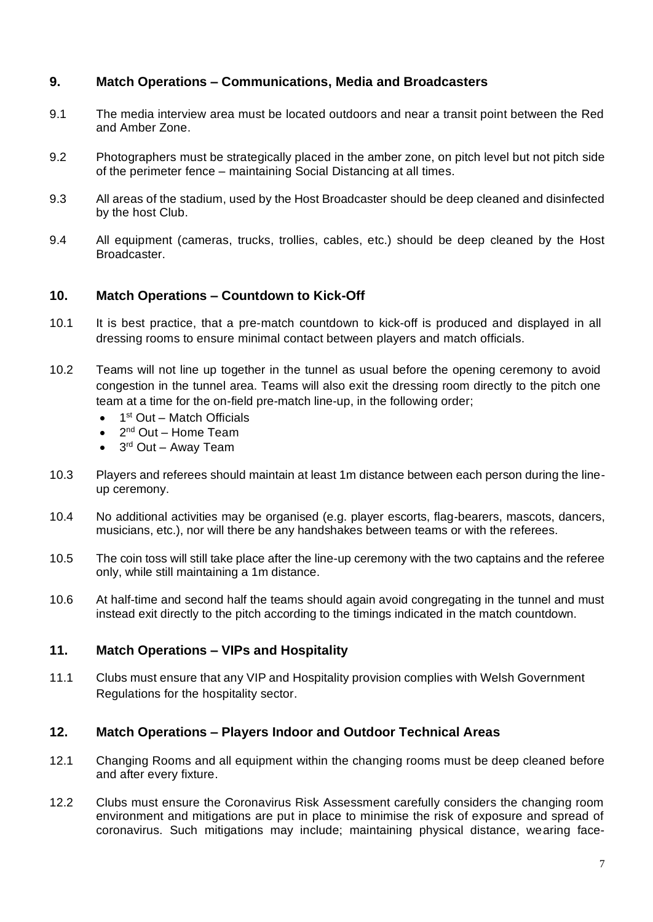## 9. Match Operations – Communications, Media and Broadcasters

9.1 The media interview area must be located outdoors and near a transit point between the Red and Amber Zone.

9.2 Photographers must be strategically placed in the amber zone, on pitch level but not pitch side of the perimeter fence – maintaining Social Distancing at all times.

9.3 All areas of the stadium, used by the Host Broadcaster should be deep cleaned and disinfected by the host Club.

9.4 All equipment (cameras, trucks, trollies, cables, etc.) should be deep cleaned by the Host Broadcaster.

## 10. Match Operations – Countdown to Kick-Off

10.1 It is best practice, that a pre-match countdown to kick-off is produced and displayed in all dressing rooms to ensure minimal contact between players and match officials.

10.2 Teams will not line up together in the tunnel as usual before the opening ceremony to avoid congestion in the tunnel area. Teams will also exit the dressing room directly to the pitch one team at a time for the on-field pre-match line-up, in the following order;

- 1st Out – Match Officials
- 2nd Out – Home Team
- 3rd Out – Away Team

10.3 Players and referees should maintain at least 1m distance between each person during the line-up ceremony.

10.4 No additional activities may be organised (e.g. player escorts, flag-bearers, mascots, dancers, musicians, etc.), nor will there be any handshakes between teams or with the referees.

10.5 The coin toss will still take place after the line-up ceremony with the two captains and the referee only, while still maintaining a 1m distance.

10.6 At half-time and second half the teams should again avoid congregating in the tunnel and must instead exit directly to the pitch according to the timings indicated in the match countdown.

## 11. Match Operations – VIPs and Hospitality

11.1 Clubs must ensure that any VIP and Hospitality provision complies with Welsh Government Regulations for the hospitality sector.

## 12. Match Operations – Players Indoor and Outdoor Technical Areas

12.1 Changing Rooms and all equipment within the changing rooms must be deep cleaned before and after every fixture.

12.2 Clubs must ensure the Coronavirus Risk Assessment carefully considers the changing room environment and mitigations are put in place to minimise the risk of exposure and spread of coronavirus. Such mitigations may include; maintaining physical distance, wearing face-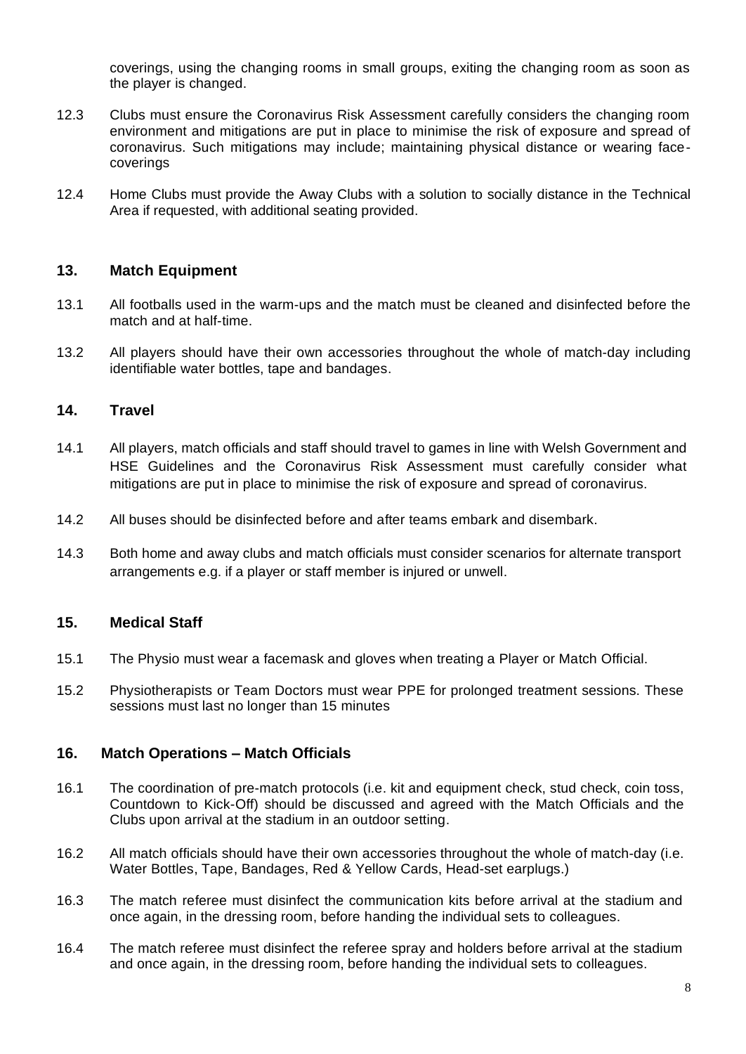coverings, using the changing rooms in small groups, exiting the changing room as soon as the player is changed.

12.3 Clubs must ensure the Coronavirus Risk Assessment carefully considers the changing room environment and mitigations are put in place to minimise the risk of exposure and spread of coronavirus. Such mitigations may include; maintaining physical distance or wearing face-coverings

12.4 Home Clubs must provide the Away Clubs with a solution to socially distance in the Technical Area if requested, with additional seating provided.

## 13. Match Equipment

13.1 All footballs used in the warm-ups and the match must be cleaned and disinfected before the match and at half-time.

13.2 All players should have their own accessories throughout the whole of match-day including identifiable water bottles, tape and bandages.

## 14. Travel

14.1 All players, match officials and staff should travel to games in line with Welsh Government and HSE Guidelines and the Coronavirus Risk Assessment must carefully consider what mitigations are put in place to minimise the risk of exposure and spread of coronavirus.

14.2 All buses should be disinfected before and after teams embark and disembark.

14.3 Both home and away clubs and match officials must consider scenarios for alternate transport arrangements e.g. if a player or staff member is injured or unwell.

## 15. Medical Staff

15.1 The Physio must wear a facemask and gloves when treating a Player or Match Official.

15.2 Physiotherapists or Team Doctors must wear PPE for prolonged treatment sessions. These sessions must last no longer than 15 minutes

## 16. Match Operations – Match Officials

16.1 The coordination of pre-match protocols (i.e. kit and equipment check, stud check, coin toss, Countdown to Kick-Off) should be discussed and agreed with the Match Officials and the Clubs upon arrival at the stadium in an outdoor setting.

16.2 All match officials should have their own accessories throughout the whole of match-day (i.e. Water Bottles, Tape, Bandages, Red & Yellow Cards, Head-set earplugs.)

16.3 The match referee must disinfect the communication kits before arrival at the stadium and once again, in the dressing room, before handing the individual sets to colleagues.

16.4 The match referee must disinfect the referee spray and holders before arrival at the stadium and once again, in the dressing room, before handing the individual sets to colleagues.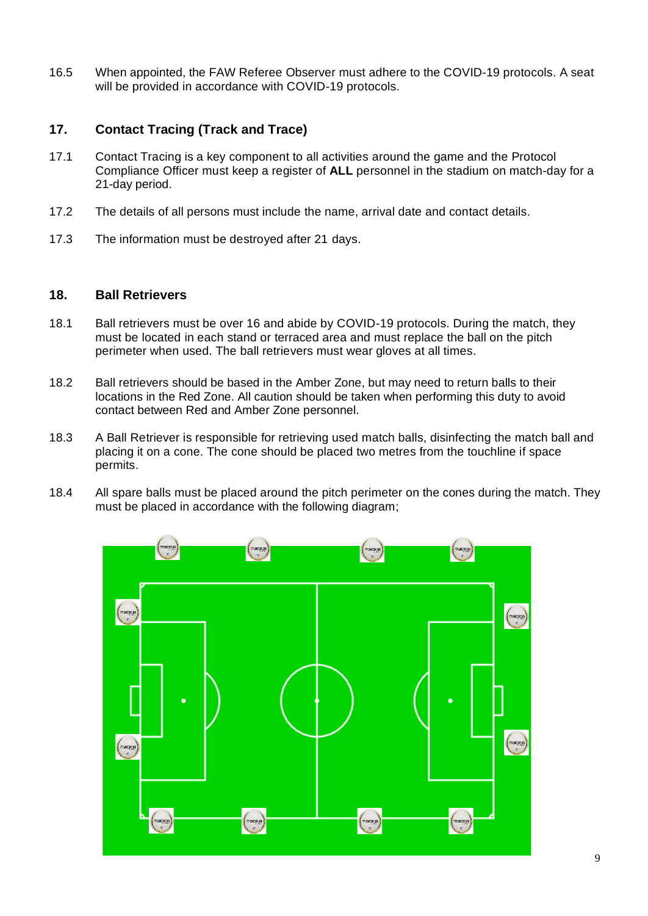16.5 When appointed, the FAW Referee Observer must adhere to the COVID-19 protocols. A seat will be provided in accordance with COVID-19 protocols.

## 17. Contact Tracing (Track and Trace)

17.1 Contact Tracing is a key component to all activities around the game and the Protocol Compliance Officer must keep a register of **ALL** personnel in the stadium on match-day for a 21-day period.

17.2 The details of all persons must include the name, arrival date and contact details.

17.3 The information must be destroyed after 21 days.

## 18. Ball Retrievers

18.1 Ball retrievers must be over 16 and abide by COVID-19 protocols. During the match, they must be located in each stand or terraced area and must replace the ball on the pitch perimeter when used. The ball retrievers must wear gloves at all times.

18.2 Ball retrievers should be based in the Amber Zone, but may need to return balls to their locations in the Red Zone. All caution should be taken when performing this duty to avoid contact between Red and Amber Zone personnel.

18.3 A Ball Retriever is responsible for retrieving used match balls, disinfecting the match ball and placing it on a cone. The cone should be placed two metres from the touchline if space permits.

18.4 All spare balls must be placed around the pitch perimeter on the cones during the match. They must be placed in accordance with the following diagram;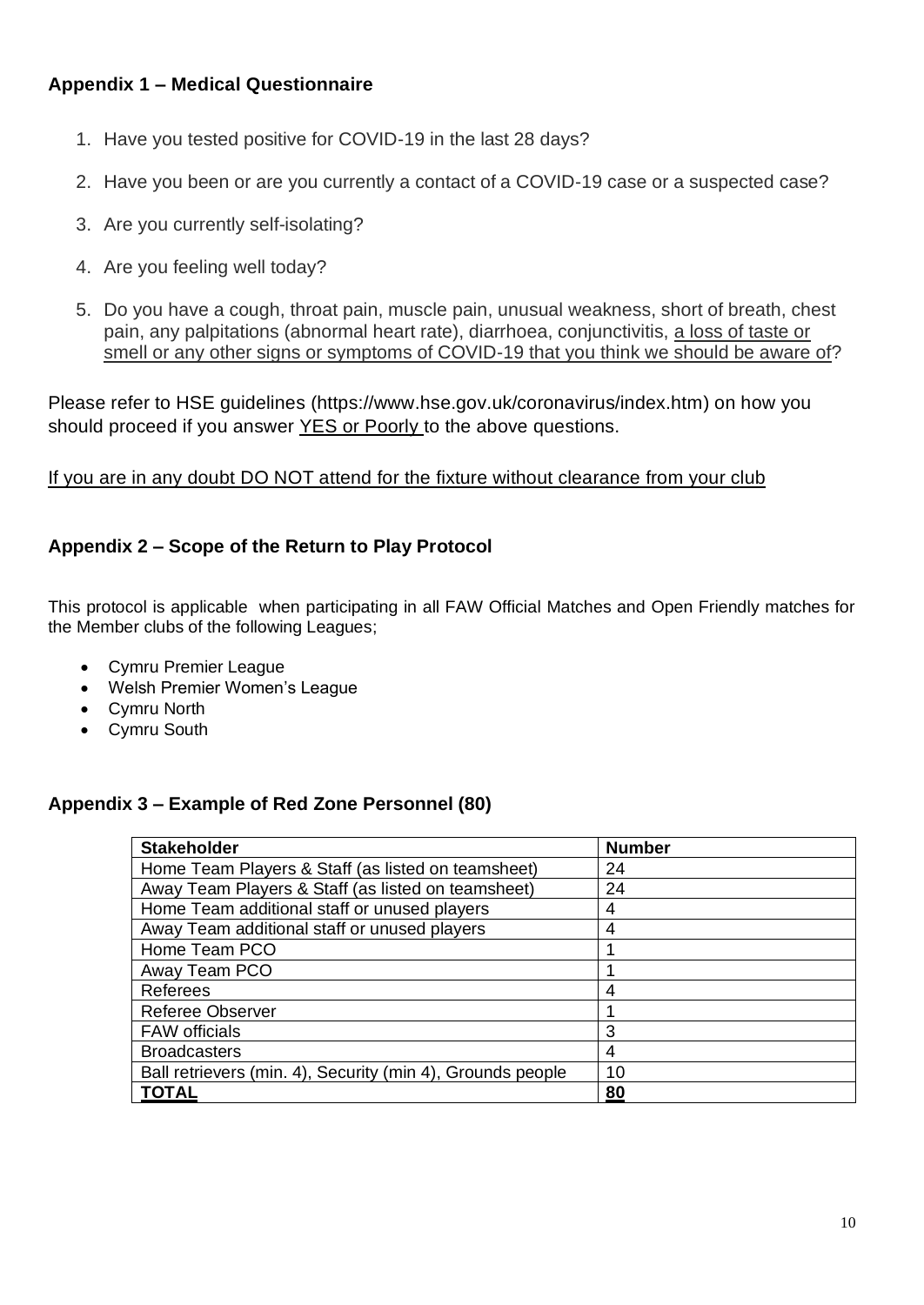### Appendix 1 – Medical Questionnaire

1. Have you tested positive for COVID-19 in the last 28 days?
2. Have you been or are you currently a contact of a COVID-19 case or a suspected case?
3. Are you currently self-isolating?
4. Are you feeling well today?
5. Do you have a cough, throat pain, muscle pain, unusual weakness, short of breath, chest pain, any palpitations (abnormal heart rate), diarrhoea, conjunctivitis, a loss of taste or smell or any other signs or symptoms of COVID-19 that you think we should be aware of?

Please refer to HSE guidelines (https://www.hse.gov.uk/coronavirus/index.htm) on how you should proceed if you answer YES or Poorly to the above questions.

If you are in any doubt DO NOT attend for the fixture without clearance from your club

### Appendix 2 – Scope of the Return to Play Protocol

This protocol is applicable when participating in all FAW Official Matches and Open Friendly matches for the Member clubs of the following Leagues;

- Cymru Premier League
- Welsh Premier Women's League
- Cymru North
- Cymru South

### Appendix 3 – Example of Red Zone Personnel (80)

| Stakeholder | Number |
|---|---|
| Home Team Players & Staff (as listed on teamsheet) | 24 |
| Away Team Players & Staff (as listed on teamsheet) | 24 |
| Home Team additional staff or unused players | 4 |
| Away Team additional staff or unused players | 4 |
| Home Team PCO | 1 |
| Away Team PCO | 1 |
| Referees | 4 |
| Referee Observer | 1 |
| FAW officials | 3 |
| Broadcasters | 4 |
| Ball retrievers (min. 4), Security (min 4), Grounds people | 10 |
| **TOTAL** | **80** |